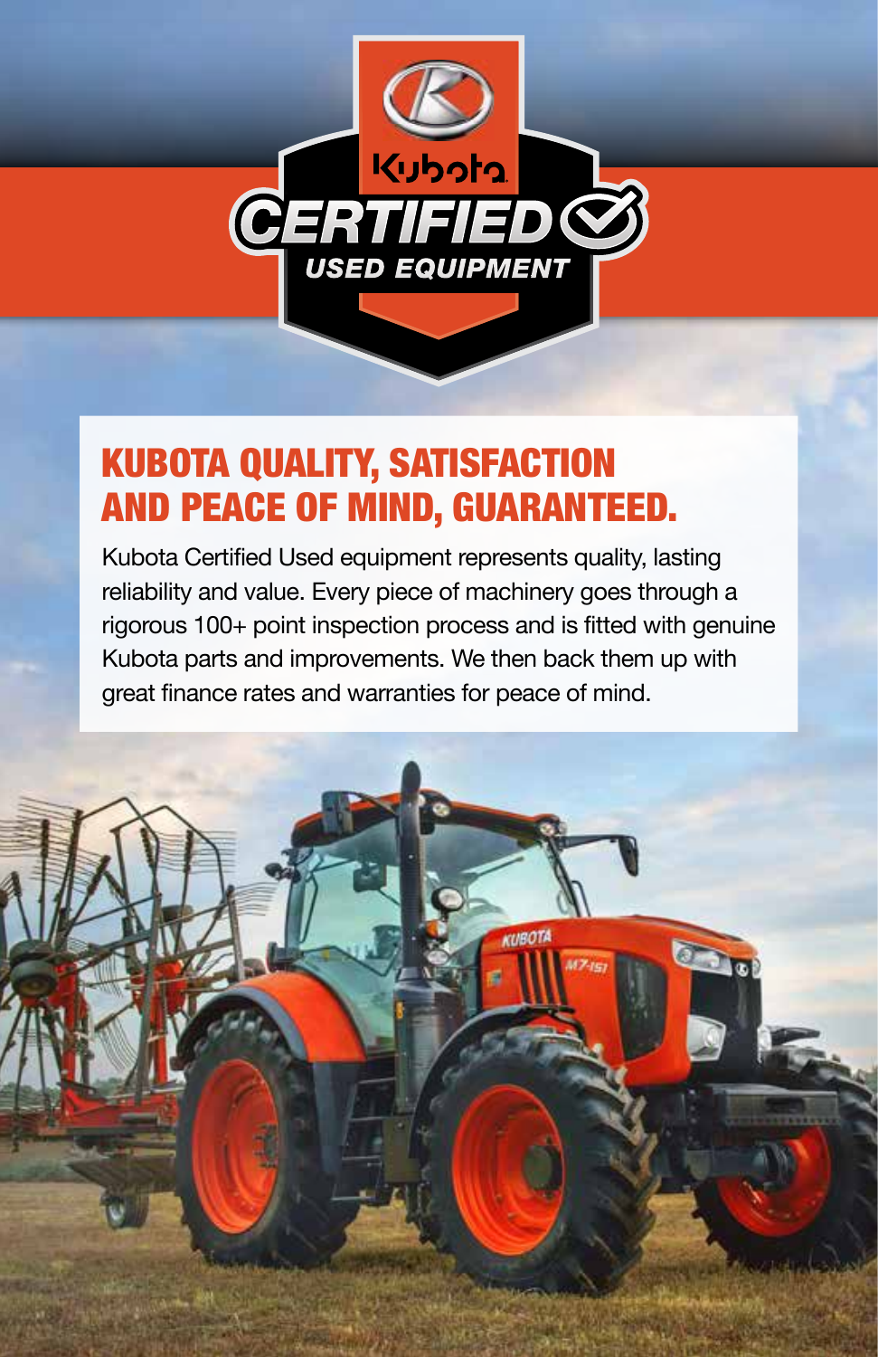Kubota

# CERTIFIED

## USED EQUIPMENT

## KUBOTA QUALITY, SATISFACTION AND PEACE OF MIND, GUARANTEED.

Kubota Certified Used equipment represents quality, lasting reliability and value. Every piece of machinery goes through a rigorous 100+ point inspection process and is fitted with genuine Kubota parts and improvements. We then back them up with great finance rates and warranties for peace of mind.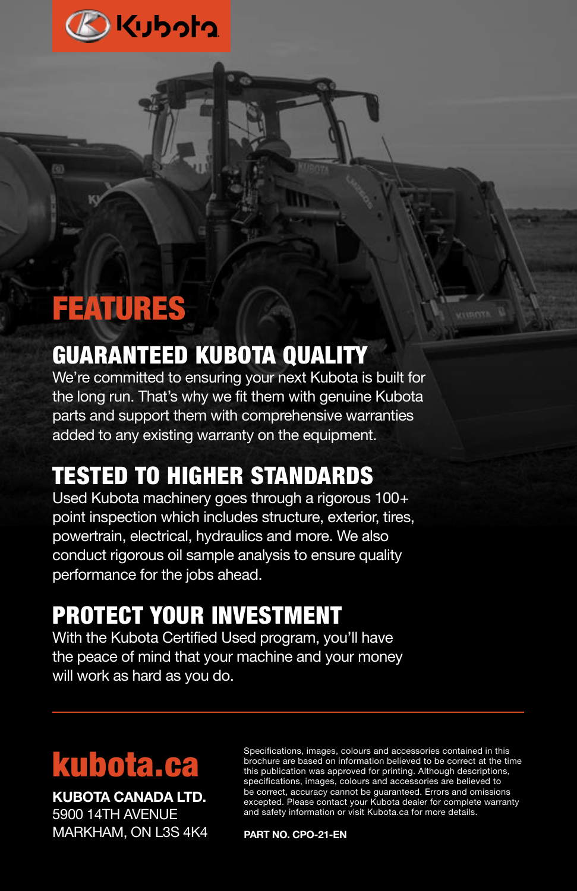# FEATURES

## GUARANTEED KUBOTA QUALITY

We're committed to ensuring your next Kubota is built for the long run. That's why we fit them with genuine Kubota parts and support them with comprehensive warranties added to any existing warranty on the equipment.

## TESTED TO HIGHER STANDARDS

Used Kubota machinery goes through a rigorous 100+ point inspection which includes structure, exterior, tires, powertrain, electrical, hydraulics and more. We also conduct rigorous oil sample analysis to ensure quality performance for the jobs ahead.

## PROTECT YOUR INVESTMENT

With the Kubota Certified Used program, you'll have the peace of mind that your machine and your money will work as hard as you do.

---

# kubota.ca

**KUBOTA CANADA LTD.**
5900 14TH AVENUE
MARKHAM, ON L3S 4K4

Specifications, images, colours and accessories contained in this brochure are based on information believed to be correct at the time this publication was approved for printing. Although descriptions, specifications, images, colours and accessories are believed to be correct, accuracy cannot be guaranteed. Errors and omissions excepted. Please contact your Kubota dealer for complete warranty and safety information or visit Kubota.ca for more details.

**PART NO. CPO-21-EN**